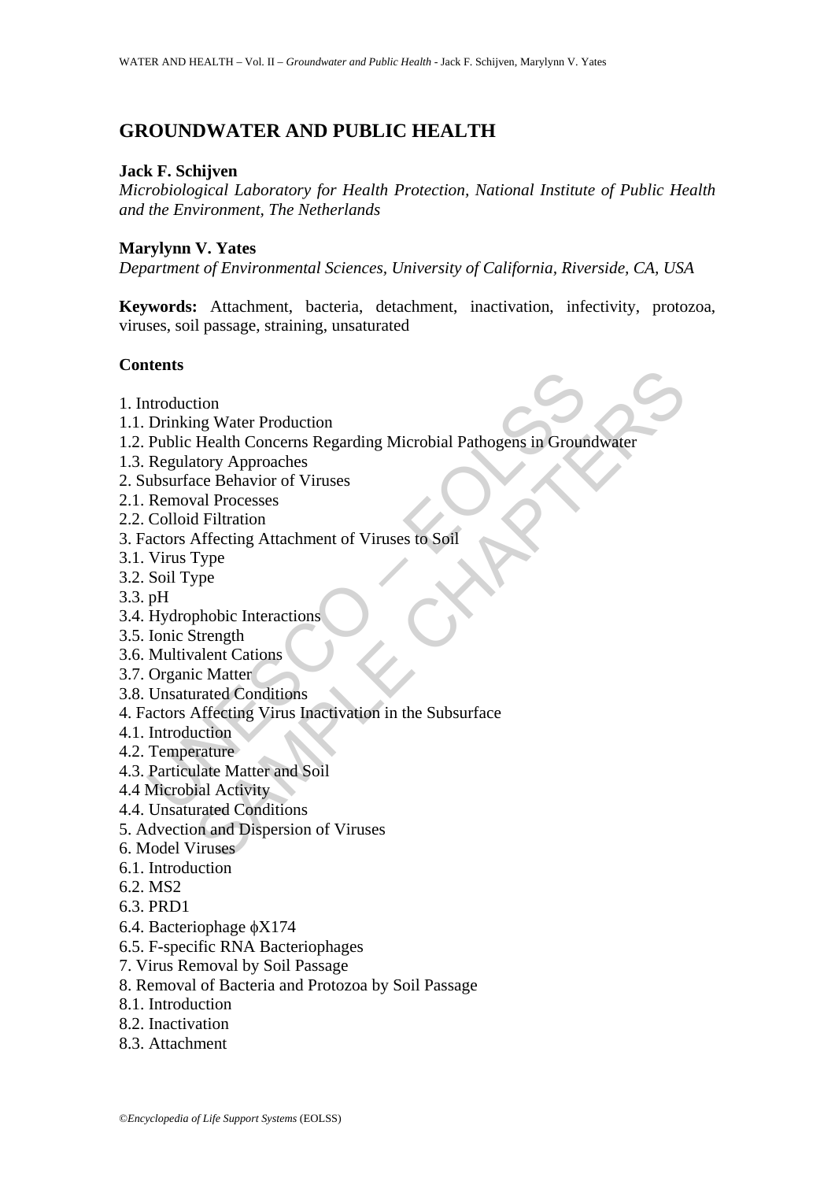# GROUNDWATER AND PUBLIC HEALTH

**Jack F. Schijven**

*Microbiological Laboratory for Health Protection, National Institute of Public Health and the Environment, The Netherlands*

**Marylynn V. Yates**

*Department of Environmental Sciences, University of California, Riverside, CA, USA*

**Keywords:** Attachment, bacteria, detachment, inactivation, infectivity, protozoa, viruses, soil passage, straining, unsaturated

**Contents**

1. Introduction
1.1. Drinking Water Production
1.2. Public Health Concerns Regarding Microbial Pathogens in Groundwater
1.3. Regulatory Approaches
2. Subsurface Behavior of Viruses
2.1. Removal Processes
2.2. Colloid Filtration
3. Factors Affecting Attachment of Viruses to Soil
3.1. Virus Type
3.2. Soil Type
3.3. pH
3.4. Hydrophobic Interactions
3.5. Ionic Strength
3.6. Multivalent Cations
3.7. Organic Matter
3.8. Unsaturated Conditions
4. Factors Affecting Virus Inactivation in the Subsurface
4.1. Introduction
4.2. Temperature
4.3. Particulate Matter and Soil
4.4 Microbial Activity
4.4. Unsaturated Conditions
5. Advection and Dispersion of Viruses
6. Model Viruses
6.1. Introduction
6.2. MS2
6.3. PRD1
6.4. Bacteriophage $\phi$X174
6.5. F-specific RNA Bacteriophages
7. Virus Removal by Soil Passage
8. Removal of Bacteria and Protozoa by Soil Passage
8.1. Introduction
8.2. Inactivation
8.3. Attachment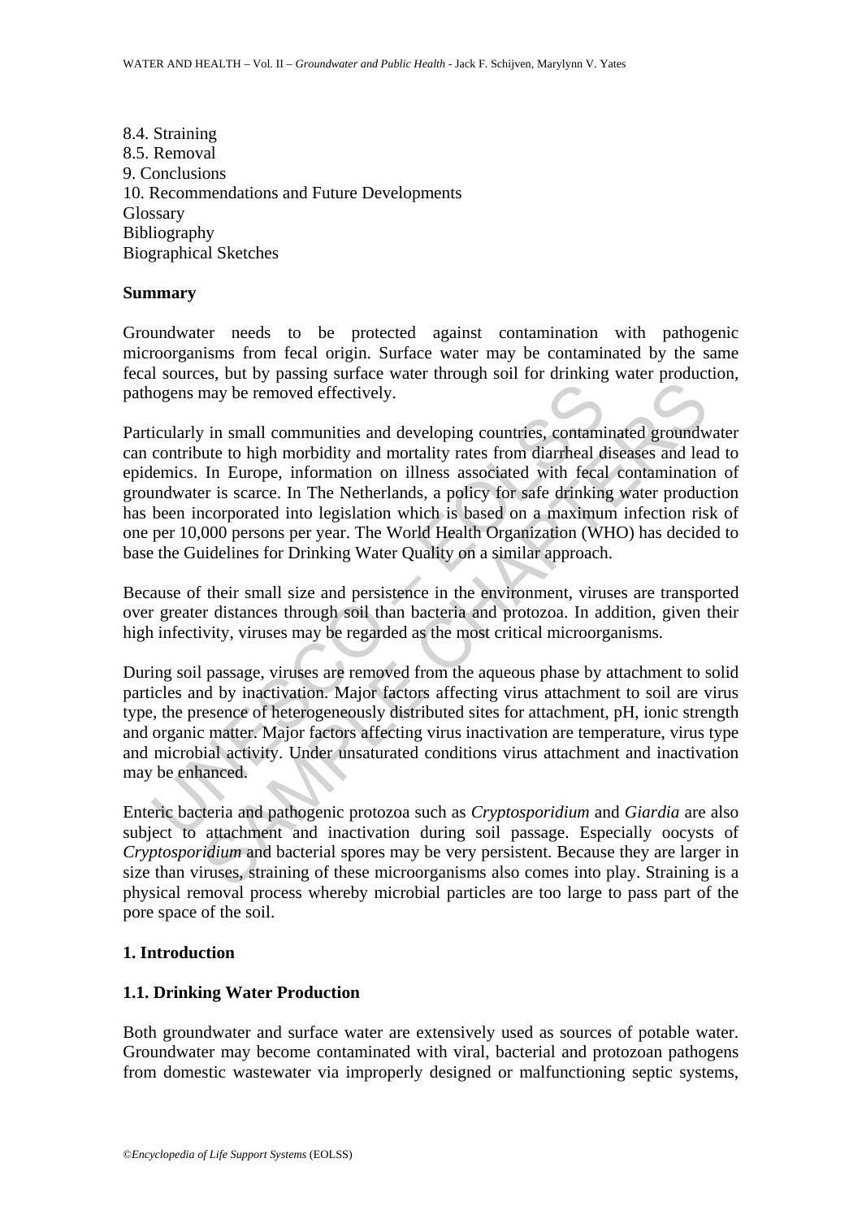8.4. Straining
8.5. Removal
9. Conclusions
10. Recommendations and Future Developments
Glossary
Bibliography
Biographical Sketches

## Summary

Groundwater needs to be protected against contamination with pathogenic microorganisms from fecal origin. Surface water may be contaminated by the same fecal sources, but by passing surface water through soil for drinking water production, pathogens may be removed effectively.

Particularly in small communities and developing countries, contaminated groundwater can contribute to high morbidity and mortality rates from diarrheal diseases and lead to epidemics. In Europe, information on illness associated with fecal contamination of groundwater is scarce. In The Netherlands, a policy for safe drinking water production has been incorporated into legislation which is based on a maximum infection risk of one per 10,000 persons per year. The World Health Organization (WHO) has decided to base the Guidelines for Drinking Water Quality on a similar approach.

Because of their small size and persistence in the environment, viruses are transported over greater distances through soil than bacteria and protozoa. In addition, given their high infectivity, viruses may be regarded as the most critical microorganisms.

During soil passage, viruses are removed from the aqueous phase by attachment to solid particles and by inactivation. Major factors affecting virus attachment to soil are virus type, the presence of heterogeneously distributed sites for attachment, pH, ionic strength and organic matter. Major factors affecting virus inactivation are temperature, virus type and microbial activity. Under unsaturated conditions virus attachment and inactivation may be enhanced.

Enteric bacteria and pathogenic protozoa such as *Cryptosporidium* and *Giardia* are also subject to attachment and inactivation during soil passage. Especially oocysts of *Cryptosporidium* and bacterial spores may be very persistent. Because they are larger in size than viruses, straining of these microorganisms also comes into play. Straining is a physical removal process whereby microbial particles are too large to pass part of the pore space of the soil.

## 1. Introduction

### 1.1. Drinking Water Production

Both groundwater and surface water are extensively used as sources of potable water. Groundwater may become contaminated with viral, bacterial and protozoan pathogens from domestic wastewater via improperly designed or malfunctioning septic systems,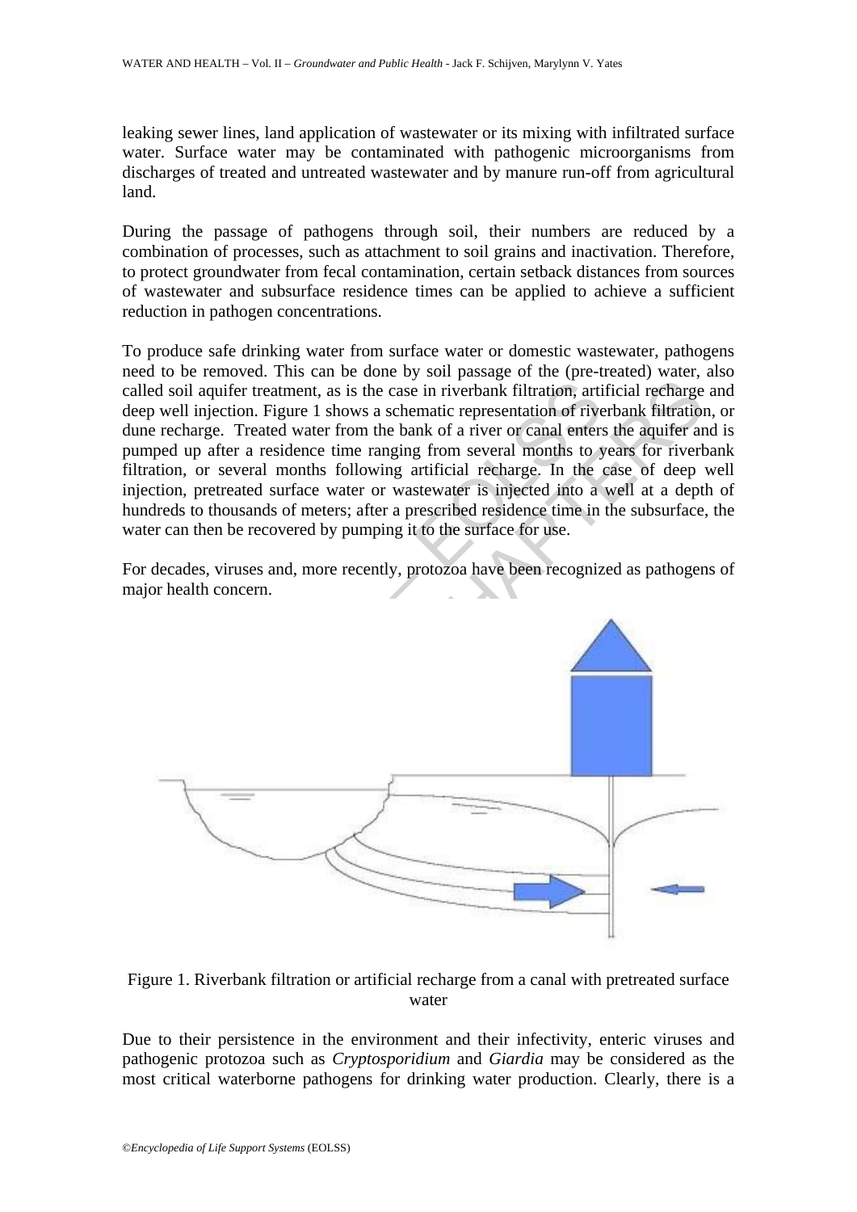leaking sewer lines, land application of wastewater or its mixing with infiltrated surface water. Surface water may be contaminated with pathogenic microorganisms from discharges of treated and untreated wastewater and by manure run-off from agricultural land.

During the passage of pathogens through soil, their numbers are reduced by a combination of processes, such as attachment to soil grains and inactivation. Therefore, to protect groundwater from fecal contamination, certain setback distances from sources of wastewater and subsurface residence times can be applied to achieve a sufficient reduction in pathogen concentrations.

To produce safe drinking water from surface water or domestic wastewater, pathogens need to be removed. This can be done by soil passage of the (pre-treated) water, also called soil aquifer treatment, as is the case in riverbank filtration, artificial recharge and deep well injection. Figure 1 shows a schematic representation of riverbank filtration, or dune recharge. Treated water from the bank of a river or canal enters the aquifer and is pumped up after a residence time ranging from several months to years for riverbank filtration, or several months following artificial recharge. In the case of deep well injection, pretreated surface water or wastewater is injected into a well at a depth of hundreds to thousands of meters; after a prescribed residence time in the subsurface, the water can then be recovered by pumping it to the surface for use.

For decades, viruses and, more recently, protozoa have been recognized as pathogens of major health concern.

Figure 1. Riverbank filtration or artificial recharge from a canal with pretreated surface water

Due to their persistence in the environment and their infectivity, enteric viruses and pathogenic protozoa such as *Cryptosporidium* and *Giardia* may be considered as the most critical waterborne pathogens for drinking water production. Clearly, there is a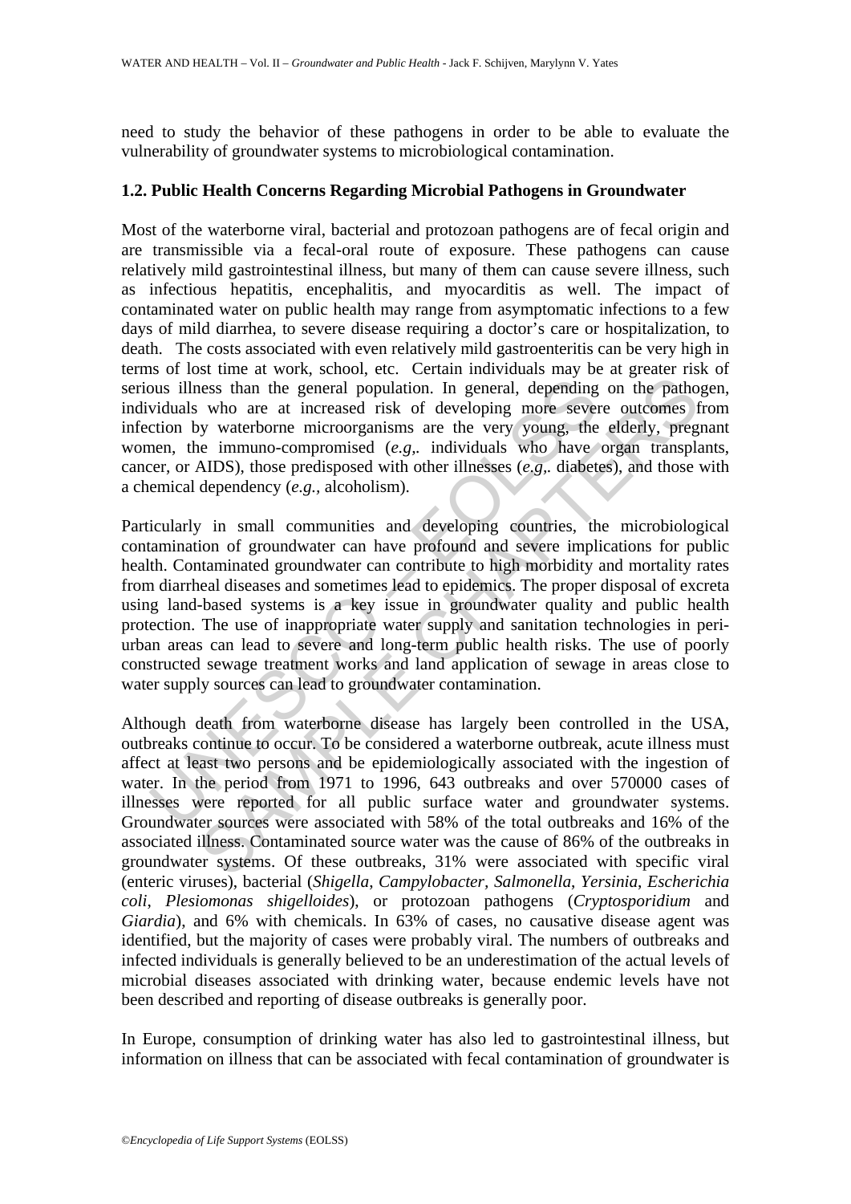need to study the behavior of these pathogens in order to be able to evaluate the vulnerability of groundwater systems to microbiological contamination.

### 1.2. Public Health Concerns Regarding Microbial Pathogens in Groundwater

Most of the waterborne viral, bacterial and protozoan pathogens are of fecal origin and are transmissible via a fecal-oral route of exposure. These pathogens can cause relatively mild gastrointestinal illness, but many of them can cause severe illness, such as infectious hepatitis, encephalitis, and myocarditis as well. The impact of contaminated water on public health may range from asymptomatic infections to a few days of mild diarrhea, to severe disease requiring a doctor's care or hospitalization, to death. The costs associated with even relatively mild gastroenteritis can be very high in terms of lost time at work, school, etc. Certain individuals may be at greater risk of serious illness than the general population. In general, depending on the pathogen, individuals who are at increased risk of developing more severe outcomes from infection by waterborne microorganisms are the very young, the elderly, pregnant women, the immuno-compromised (*e.g,.* individuals who have organ transplants, cancer, or AIDS), those predisposed with other illnesses (*e.g,.* diabetes), and those with a chemical dependency (*e.g.,* alcoholism).

Particularly in small communities and developing countries, the microbiological contamination of groundwater can have profound and severe implications for public health. Contaminated groundwater can contribute to high morbidity and mortality rates from diarrheal diseases and sometimes lead to epidemics. The proper disposal of excreta using land-based systems is a key issue in groundwater quality and public health protection. The use of inappropriate water supply and sanitation technologies in peri-urban areas can lead to severe and long-term public health risks. The use of poorly constructed sewage treatment works and land application of sewage in areas close to water supply sources can lead to groundwater contamination.

Although death from waterborne disease has largely been controlled in the USA, outbreaks continue to occur. To be considered a waterborne outbreak, acute illness must affect at least two persons and be epidemiologically associated with the ingestion of water. In the period from 1971 to 1996, 643 outbreaks and over 570000 cases of illnesses were reported for all public surface water and groundwater systems. Groundwater sources were associated with 58% of the total outbreaks and 16% of the associated illness. Contaminated source water was the cause of 86% of the outbreaks in groundwater systems. Of these outbreaks, 31% were associated with specific viral (enteric viruses), bacterial (*Shigella*, *Campylobacter*, *Salmonella*, *Yersinia*, *Escherichia coli*, *Plesiomonas shigelloides*), or protozoan pathogens (*Cryptosporidium* and *Giardia*), and 6% with chemicals. In 63% of cases, no causative disease agent was identified, but the majority of cases were probably viral. The numbers of outbreaks and infected individuals is generally believed to be an underestimation of the actual levels of microbial diseases associated with drinking water, because endemic levels have not been described and reporting of disease outbreaks is generally poor.

In Europe, consumption of drinking water has also led to gastrointestinal illness, but information on illness that can be associated with fecal contamination of groundwater is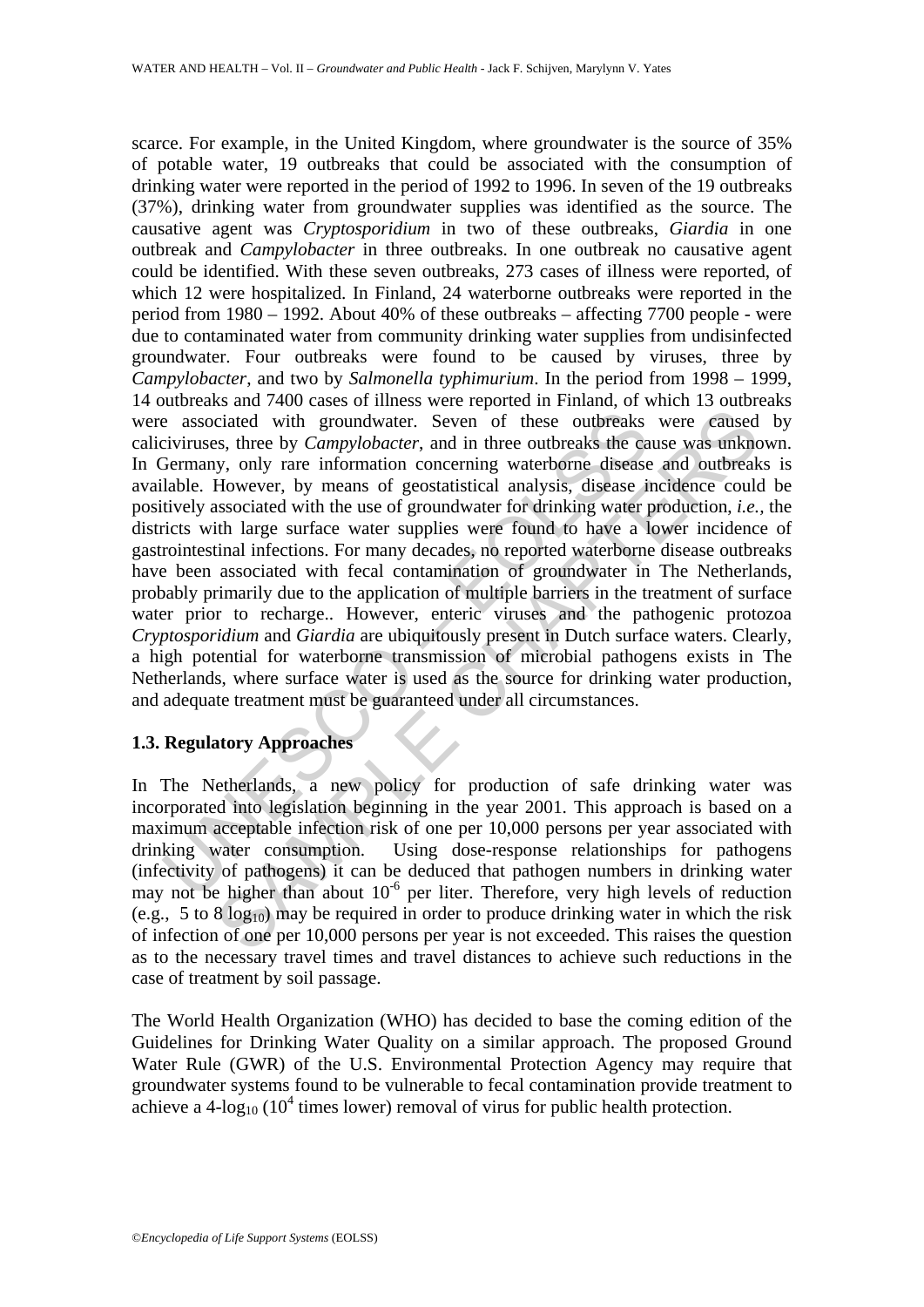scarce. For example, in the United Kingdom, where groundwater is the source of 35% of potable water, 19 outbreaks that could be associated with the consumption of drinking water were reported in the period of 1992 to 1996. In seven of the 19 outbreaks (37%), drinking water from groundwater supplies was identified as the source. The causative agent was *Cryptosporidium* in two of these outbreaks, *Giardia* in one outbreak and *Campylobacter* in three outbreaks. In one outbreak no causative agent could be identified. With these seven outbreaks, 273 cases of illness were reported, of which 12 were hospitalized. In Finland, 24 waterborne outbreaks were reported in the period from 1980 – 1992. About 40% of these outbreaks – affecting 7700 people - were due to contaminated water from community drinking water supplies from undisinfected groundwater. Four outbreaks were found to be caused by viruses, three by *Campylobacter*, and two by *Salmonella typhimurium*. In the period from 1998 – 1999, 14 outbreaks and 7400 cases of illness were reported in Finland, of which 13 outbreaks were associated with groundwater. Seven of these outbreaks were caused by caliciviruses, three by *Campylobacter*, and in three outbreaks the cause was unknown. In Germany, only rare information concerning waterborne disease and outbreaks is available. However, by means of geostatistical analysis, disease incidence could be positively associated with the use of groundwater for drinking water production, *i.e.,* the districts with large surface water supplies were found to have a lower incidence of gastrointestinal infections. For many decades, no reported waterborne disease outbreaks have been associated with fecal contamination of groundwater in The Netherlands, probably primarily due to the application of multiple barriers in the treatment of surface water prior to recharge.. However, enteric viruses and the pathogenic protozoa *Cryptosporidium* and *Giardia* are ubiquitously present in Dutch surface waters. Clearly, a high potential for waterborne transmission of microbial pathogens exists in The Netherlands, where surface water is used as the source for drinking water production, and adequate treatment must be guaranteed under all circumstances.

### 1.3. Regulatory Approaches

In The Netherlands, a new policy for production of safe drinking water was incorporated into legislation beginning in the year 2001. This approach is based on a maximum acceptable infection risk of one per 10,000 persons per year associated with drinking water consumption. Using dose-response relationships for pathogens (infectivity of pathogens) it can be deduced that pathogen numbers in drinking water may not be higher than about $10^{-6}$ per liter. Therefore, very high levels of reduction (e.g., 5 to 8 $\log_{10}$) may be required in order to produce drinking water in which the risk of infection of one per 10,000 persons per year is not exceeded. This raises the question as to the necessary travel times and travel distances to achieve such reductions in the case of treatment by soil passage.

The World Health Organization (WHO) has decided to base the coming edition of the Guidelines for Drinking Water Quality on a similar approach. The proposed Ground Water Rule (GWR) of the U.S. Environmental Protection Agency may require that groundwater systems found to be vulnerable to fecal contamination provide treatment to achieve a 4-$\log_{10}$ ($10^4$ times lower) removal of virus for public health protection.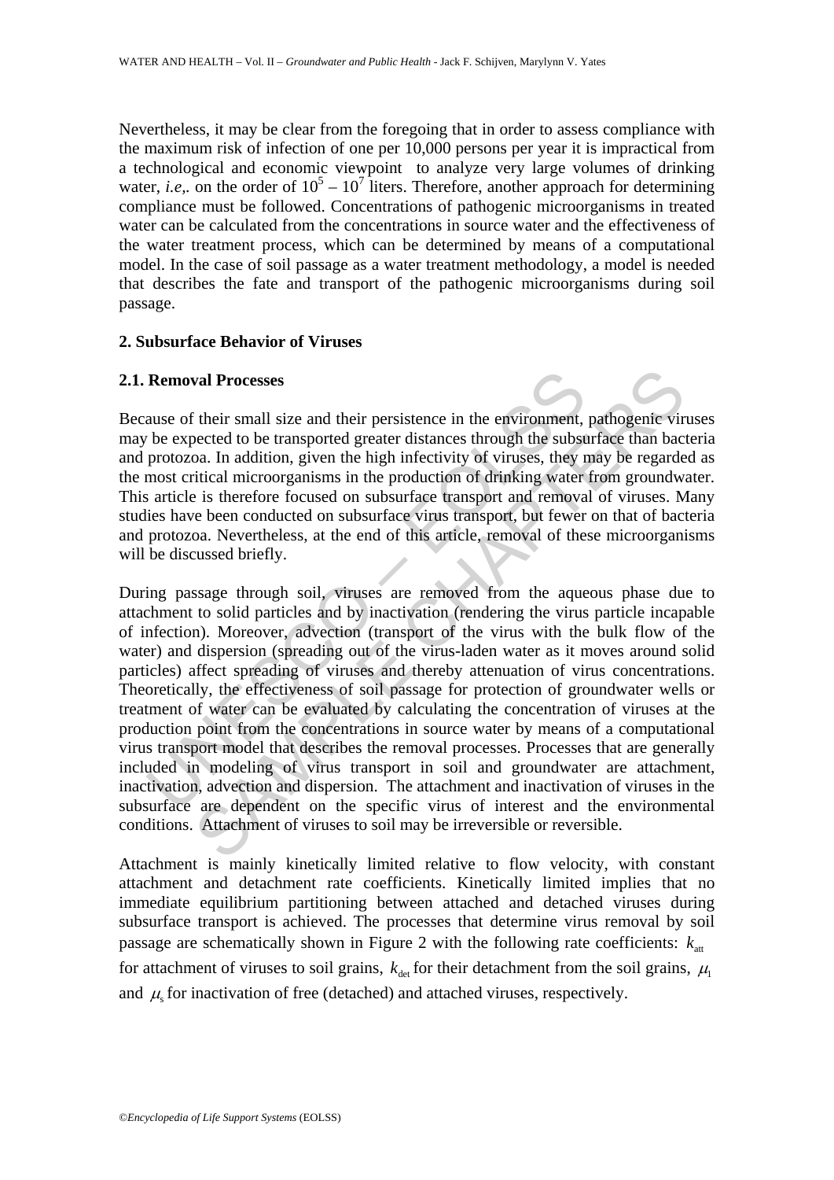Nevertheless, it may be clear from the foregoing that in order to assess compliance with the maximum risk of infection of one per 10,000 persons per year it is impractical from a technological and economic viewpoint to analyze very large volumes of drinking water, *i.e,.* on the order of $10^5$ – $10^7$ liters. Therefore, another approach for determining compliance must be followed. Concentrations of pathogenic microorganisms in treated water can be calculated from the concentrations in source water and the effectiveness of the water treatment process, which can be determined by means of a computational model. In the case of soil passage as a water treatment methodology, a model is needed that describes the fate and transport of the pathogenic microorganisms during soil passage.

## 2. Subsurface Behavior of Viruses

### 2.1. Removal Processes

Because of their small size and their persistence in the environment, pathogenic viruses may be expected to be transported greater distances through the subsurface than bacteria and protozoa. In addition, given the high infectivity of viruses, they may be regarded as the most critical microorganisms in the production of drinking water from groundwater. This article is therefore focused on subsurface transport and removal of viruses. Many studies have been conducted on subsurface virus transport, but fewer on that of bacteria and protozoa. Nevertheless, at the end of this article, removal of these microorganisms will be discussed briefly.

During passage through soil, viruses are removed from the aqueous phase due to attachment to solid particles and by inactivation (rendering the virus particle incapable of infection). Moreover, advection (transport of the virus with the bulk flow of the water) and dispersion (spreading out of the virus-laden water as it moves around solid particles) affect spreading of viruses and thereby attenuation of virus concentrations. Theoretically, the effectiveness of soil passage for protection of groundwater wells or treatment of water can be evaluated by calculating the concentration of viruses at the production point from the concentrations in source water by means of a computational virus transport model that describes the removal processes. Processes that are generally included in modeling of virus transport in soil and groundwater are attachment, inactivation, advection and dispersion. The attachment and inactivation of viruses in the subsurface are dependent on the specific virus of interest and the environmental conditions. Attachment of viruses to soil may be irreversible or reversible.

Attachment is mainly kinetically limited relative to flow velocity, with constant attachment and detachment rate coefficients. Kinetically limited implies that no immediate equilibrium partitioning between attached and detached viruses during subsurface transport is achieved. The processes that determine virus removal by soil passage are schematically shown in Figure 2 with the following rate coefficients: $k_{\text{att}}$ for attachment of viruses to soil grains, $k_{\text{det}}$ for their detachment from the soil grains, $\mu_1$ and $\mu_s$ for inactivation of free (detached) and attached viruses, respectively.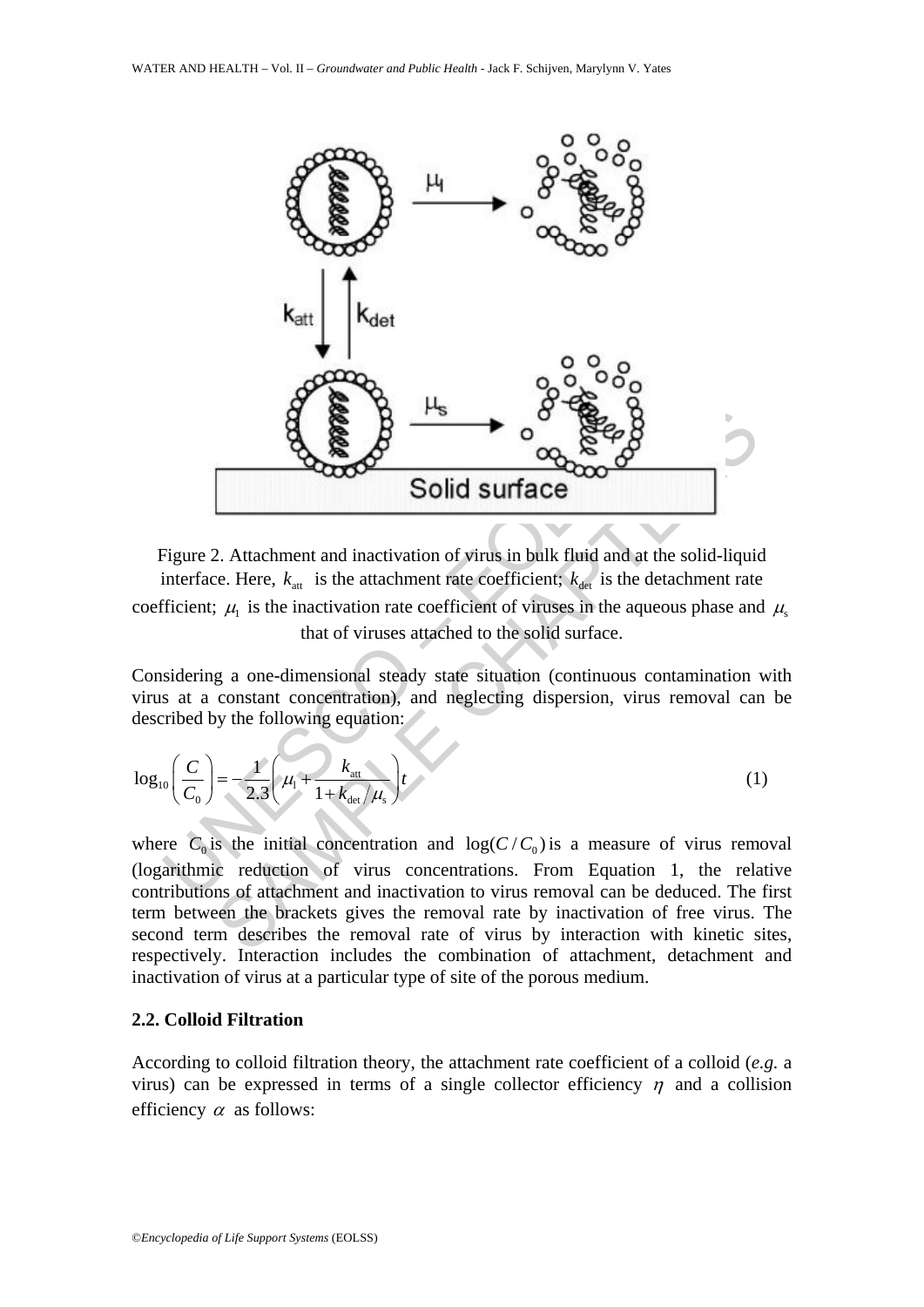Figure 2. Attachment and inactivation of virus in bulk fluid and at the solid-liquid interface. Here, $k_{att}$ is the attachment rate coefficient; $k_{det}$ is the detachment rate coefficient; $\mu_l$ is the inactivation rate coefficient of viruses in the aqueous phase and $\mu_s$ that of viruses attached to the solid surface.

Considering a one-dimensional steady state situation (continuous contamination with virus at a constant concentration), and neglecting dispersion, virus removal can be described by the following equation:

$$\log_{10}\left(\frac{C}{C_0}\right) = -\frac{1}{2.3}\left(\mu_l + \frac{k_{att}}{1 + k_{det}/\mu_s}\right)t \qquad (1)$$

where $C_0$ is the initial concentration and $\log(C/C_0)$ is a measure of virus removal (logarithmic reduction of virus concentrations. From Equation 1, the relative contributions of attachment and inactivation to virus removal can be deduced. The first term between the brackets gives the removal rate by inactivation of free virus. The second term describes the removal rate of virus by interaction with kinetic sites, respectively. Interaction includes the combination of attachment, detachment and inactivation of virus at a particular type of site of the porous medium.

### 2.2. Colloid Filtration

According to colloid filtration theory, the attachment rate coefficient of a colloid (*e.g.* a virus) can be expressed in terms of a single collector efficiency $\eta$ and a collision efficiency $\alpha$ as follows: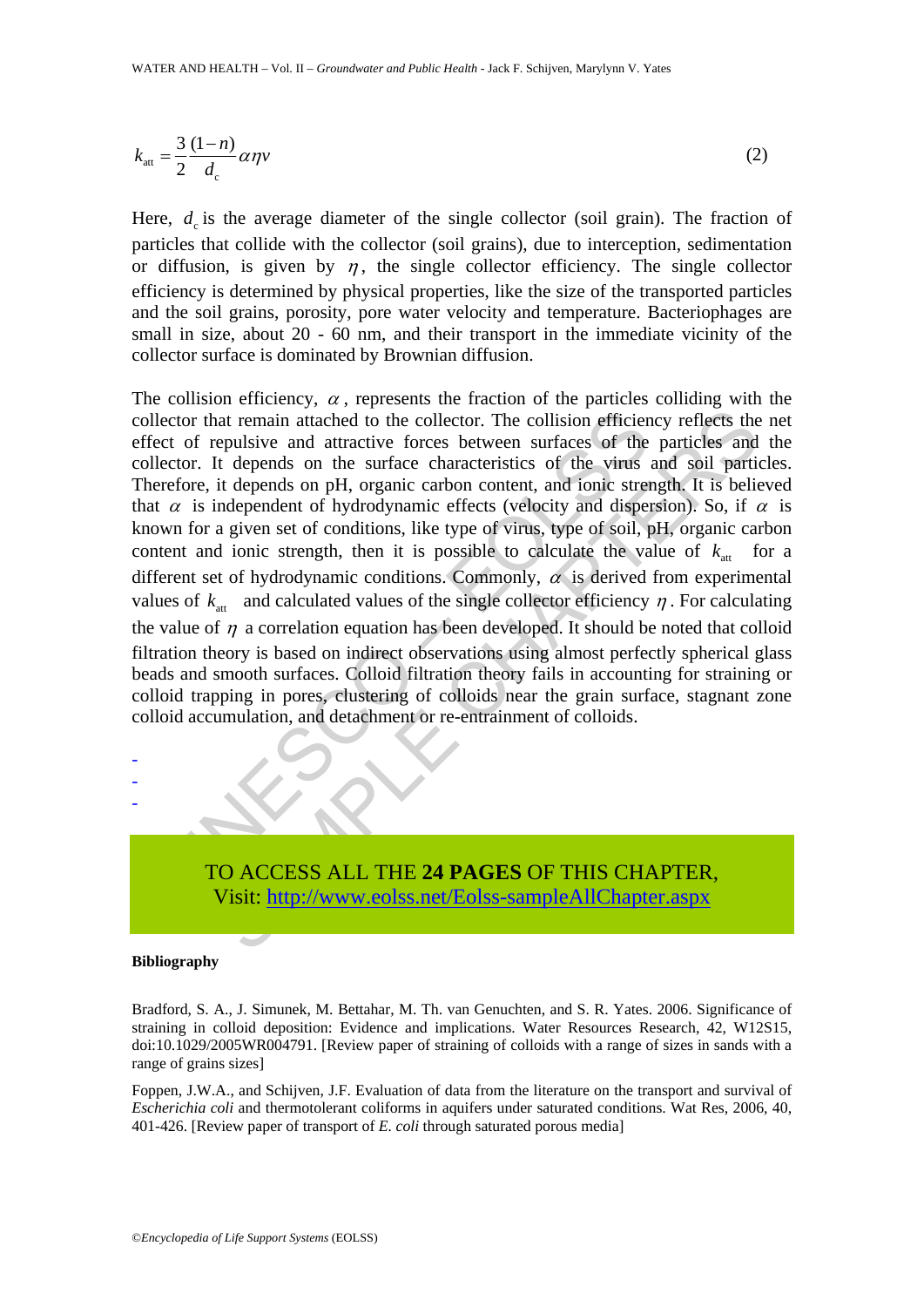$$k_{att} = \frac{3}{2}\frac{(1-n)}{d_c}\alpha\eta v \tag{2}$$

Here, $d_c$ is the average diameter of the single collector (soil grain). The fraction of particles that collide with the collector (soil grains), due to interception, sedimentation or diffusion, is given by $\eta$, the single collector efficiency. The single collector efficiency is determined by physical properties, like the size of the transported particles and the soil grains, porosity, pore water velocity and temperature. Bacteriophages are small in size, about 20 - 60 nm, and their transport in the immediate vicinity of the collector surface is dominated by Brownian diffusion.

The collision efficiency, $\alpha$, represents the fraction of the particles colliding with the collector that remain attached to the collector. The collision efficiency reflects the net effect of repulsive and attractive forces between surfaces of the particles and the collector. It depends on the surface characteristics of the virus and soil particles. Therefore, it depends on pH, organic carbon content, and ionic strength. It is believed that $\alpha$ is independent of hydrodynamic effects (velocity and dispersion). So, if $\alpha$ is known for a given set of conditions, like type of virus, type of soil, pH, organic carbon content and ionic strength, then it is possible to calculate the value of $k_{att}$ for a different set of hydrodynamic conditions. Commonly, $\alpha$ is derived from experimental values of $k_{att}$ and calculated values of the single collector efficiency $\eta$. For calculating the value of $\eta$ a correlation equation has been developed. It should be noted that colloid filtration theory is based on indirect observations using almost perfectly spherical glass beads and smooth surfaces. Colloid filtration theory fails in accounting for straining or colloid trapping in pores, clustering of colloids near the grain surface, stagnant zone colloid accumulation, and detachment or re-entrainment of colloids.

-
-
-

TO ACCESS ALL THE **24 PAGES** OF THIS CHAPTER,
Visit: http://www.eolss.net/Eolss-sampleAllChapter.aspx

#### Bibliography

Bradford, S. A., J. Simunek, M. Bettahar, M. Th. van Genuchten, and S. R. Yates. 2006. Significance of straining in colloid deposition: Evidence and implications. Water Resources Research, 42, W12S15, doi:10.1029/2005WR004791. [Review paper of straining of colloids with a range of sizes in sands with a range of grains sizes]

Foppen, J.W.A., and Schijven, J.F. Evaluation of data from the literature on the transport and survival of *Escherichia coli* and thermotolerant coliforms in aquifers under saturated conditions. Wat Res, 2006, 40, 401-426. [Review paper of transport of *E. coli* through saturated porous media]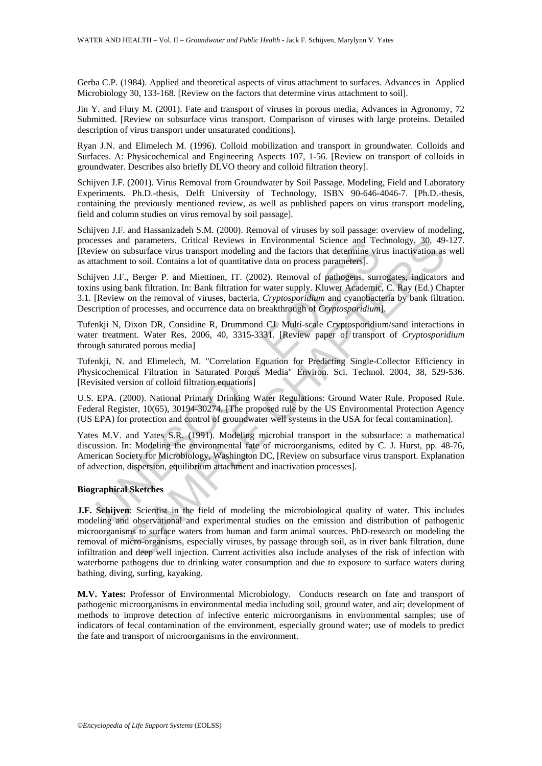Gerba C.P. (1984). Applied and theoretical aspects of virus attachment to surfaces. Advances in Applied Microbiology 30, 133-168. [Review on the factors that determine virus attachment to soil].

Jin Y. and Flury M. (2001). Fate and transport of viruses in porous media, Advances in Agronomy, 72 Submitted. [Review on subsurface virus transport. Comparison of viruses with large proteins. Detailed description of virus transport under unsaturated conditions].

Ryan J.N. and Elimelech M. (1996). Colloid mobilization and transport in groundwater. Colloids and Surfaces. A: Physicochemical and Engineering Aspects 107, 1-56. [Review on transport of colloids in groundwater. Describes also briefly DLVO theory and colloid filtration theory].

Schijven J.F. (2001). Virus Removal from Groundwater by Soil Passage. Modeling, Field and Laboratory Experiments. Ph.D.-thesis, Delft University of Technology, ISBN 90-646-4046-7. [Ph.D.-thesis, containing the previously mentioned review, as well as published papers on virus transport modeling, field and column studies on virus removal by soil passage].

Schijven J.F. and Hassanizadeh S.M. (2000). Removal of viruses by soil passage: overview of modeling, processes and parameters. Critical Reviews in Environmental Science and Technology, 30, 49-127. [Review on subsurface virus transport modeling and the factors that determine virus inactivation as well as attachment to soil. Contains a lot of quantitative data on process parameters].

Schijven J.F., Berger P. and Miettinen, IT. (2002). Removal of pathogens, surrogates, indicators and toxins using bank filtration. In: Bank filtration for water supply. Kluwer Academic, C. Ray (Ed.) Chapter 3.1. [Review on the removal of viruses, bacteria, *Cryptosporidium* and cyanobacteria by bank filtration. Description of processes, and occurrence data on breakthrough of *Cryptosporidium*].

Tufenkji N, Dixon DR, Considine R, Drummond CJ. Multi-scale Cryptosporidium/sand interactions in water treatment. Water Res, 2006, 40, 3315-3331. [Review paper of transport of *Cryptosporidium* through saturated porous media]

Tufenkji, N. and Elimelech, M. "Correlation Equation for Predicting Single-Collector Efficiency in Physicochemical Filtration in Saturated Porous Media" Environ. Sci. Technol. 2004, 38, 529-536. [Revisited version of colloid filtration equations]

U.S. EPA. (2000). National Primary Drinking Water Regulations: Ground Water Rule. Proposed Rule. Federal Register, 10(65), 30194-30274. [The proposed rule by the US Environmental Protection Agency (US EPA) for protection and control of groundwater well systems in the USA for fecal contamination].

Yates M.V. and Yates S.R. (1991). Modeling microbial transport in the subsurface: a mathematical discussion. In: Modeling the environmental fate of microorganisms, edited by C. J. Hurst, pp. 48-76, American Society for Microbiology, Washington DC, [Review on subsurface virus transport. Explanation of advection, dispersion, equilibrium attachment and inactivation processes].

**Biographical Sketches**

**J.F. Schijven**: Scientist in the field of modeling the microbiological quality of water. This includes modeling and observational and experimental studies on the emission and distribution of pathogenic microorganisms to surface waters from human and farm animal sources. PhD-research on modeling the removal of micro-organisms, especially viruses, by passage through soil, as in river bank filtration, dune infiltration and deep well injection. Current activities also include analyses of the risk of infection with waterborne pathogens due to drinking water consumption and due to exposure to surface waters during bathing, diving, surfing, kayaking.

**M.V. Yates:** Professor of Environmental Microbiology. Conducts research on fate and transport of pathogenic microorganisms in environmental media including soil, ground water, and air; development of methods to improve detection of infective enteric microorganisms in environmental samples; use of indicators of fecal contamination of the environment, especially ground water; use of models to predict the fate and transport of microorganisms in the environment.